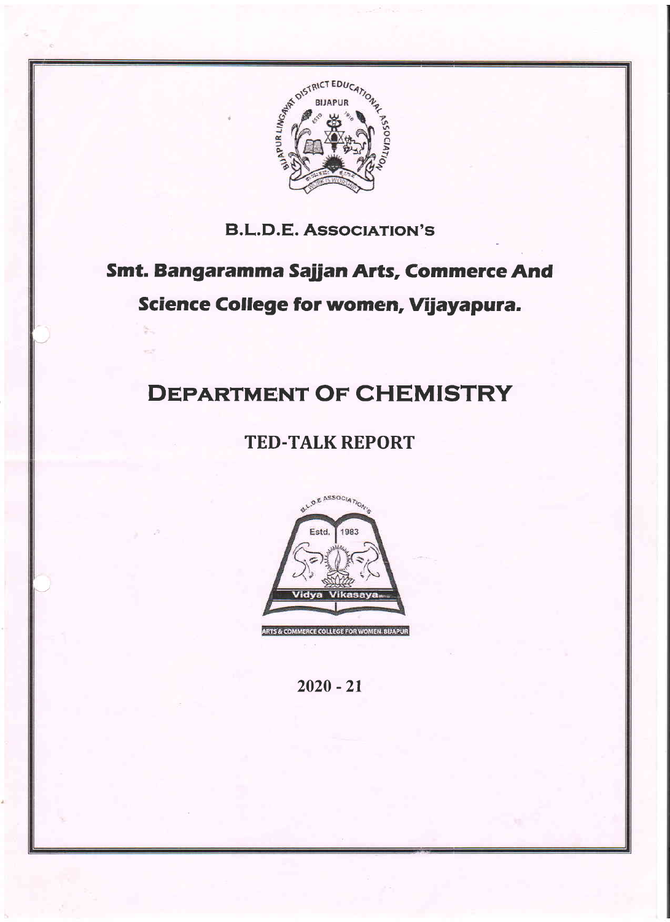B.L.D.E. ASSOCIATION'S

# Smt. Bangaramma Sajjan Arts, Commerce And Science College for women, Vijayapura.

## DEPARTMENT OF CHEMISTRY

## TED-TALK REPORT

2020 - 21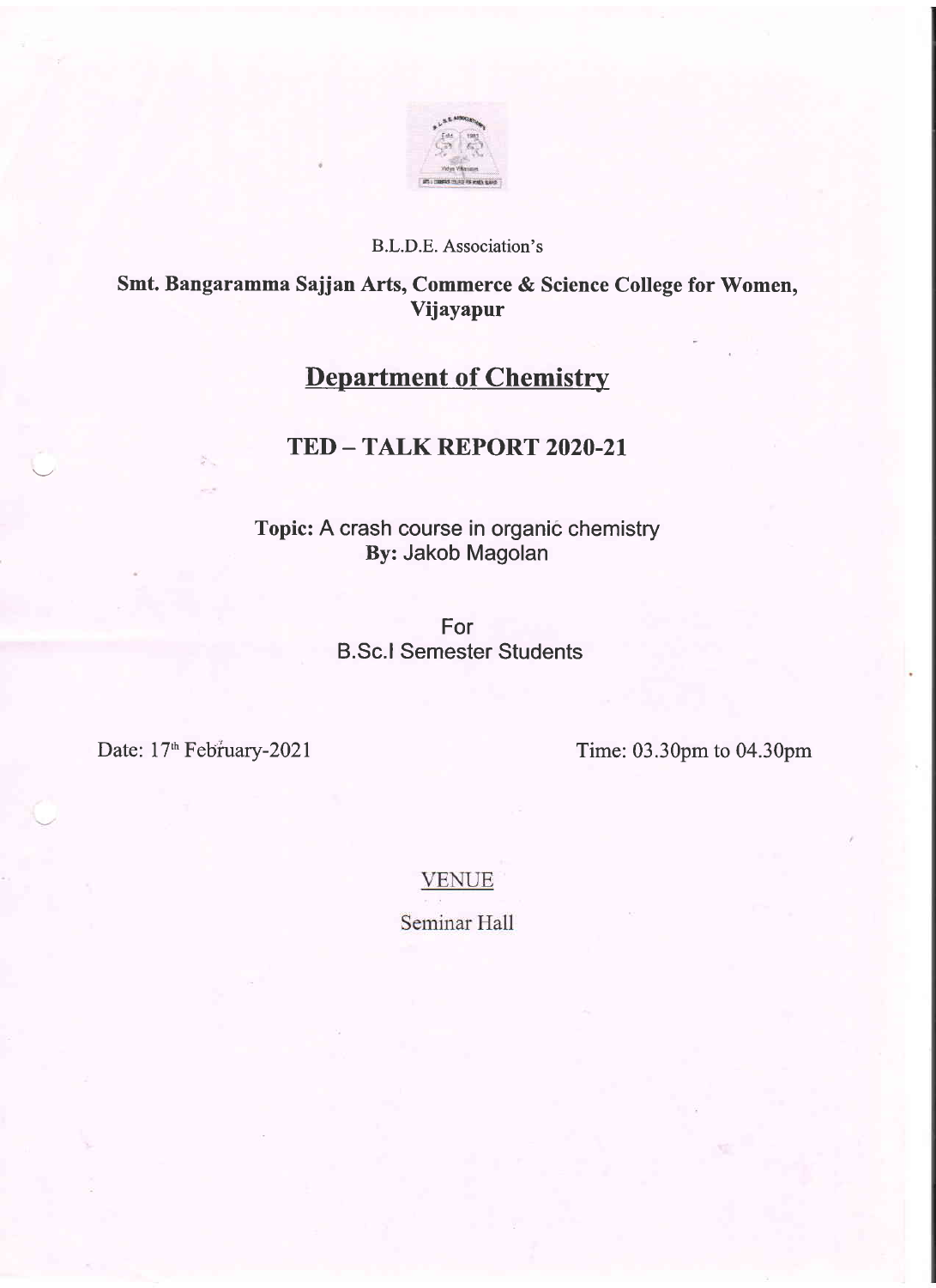B.L.D.E. Association's

**Smt. Bangaramma Sajjan Arts, Commerce & Science College for Women, Vijayapur**

# Department of Chemistry

## TED – TALK REPORT 2020-21

**Topic:** A crash course in organic chemistry
**By:** Jakob Magolan

For
B.Sc.I Semester Students

Date: 17th February-2021 Time: 03.30pm to 04.30pm

VENUE

Seminar Hall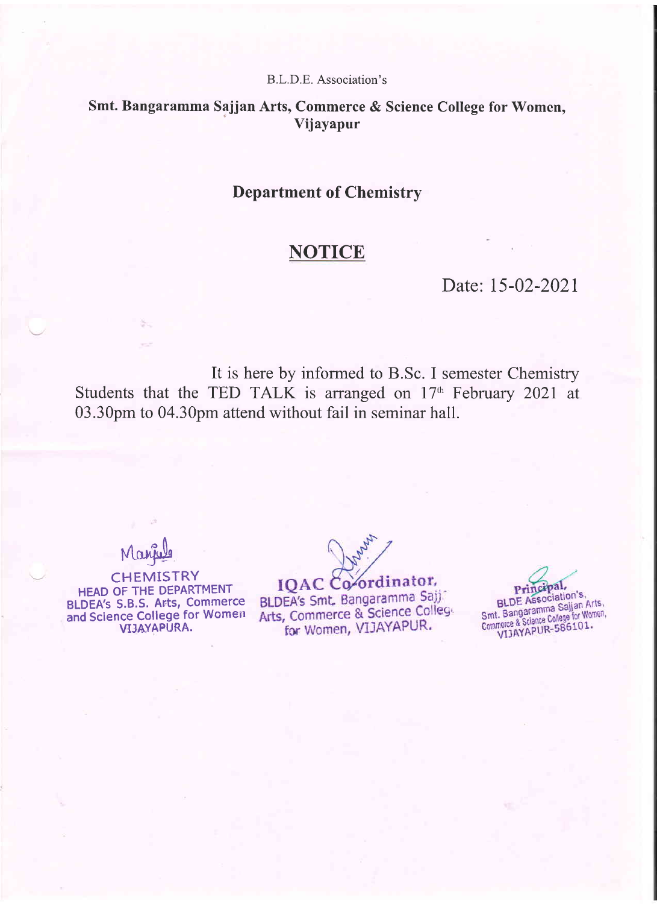B.L.D.E. Association's

**Smt. Bangaramma Sajjan Arts, Commerce & Science College for Women, Vijayapur**

**Department of Chemistry**

## NOTICE

Date: 15-02-2021

It is here by informed to B.Sc. I semester Chemistry Students that the TED TALK is arranged on 17th February 2021 at 03.30pm to 04.30pm attend without fail in seminar hall.

CHEMISTRY
HEAD OF THE DEPARTMENT
BLDEA's S.B.S. Arts, Commerce and Science College for Women
VIJAYAPURA.

IQAC Co-ordinator,
BLDEA's Smt. Bangaramma Sajj. Arts, Commerce & Science College for Women, VIJAYAPUR.

Principal,
BLDE Association's,
Smt. Bangaramma Sajjan Arts, Commerce & Science College for Women,
VIJAYAPUR-586101.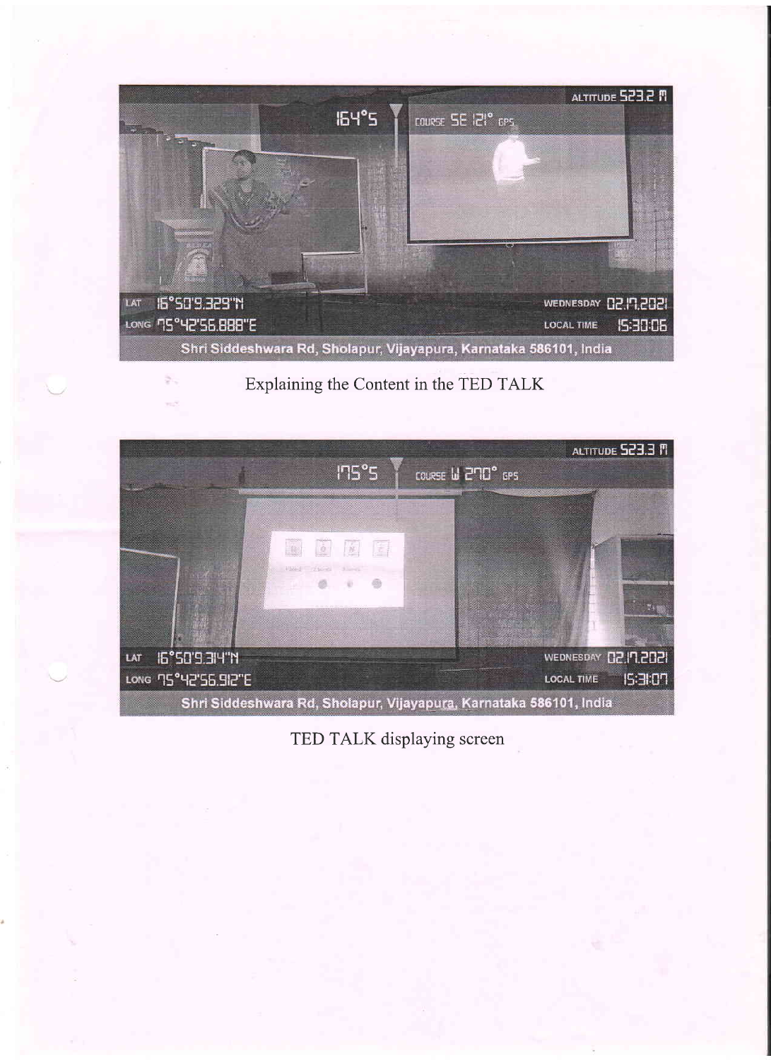Explaining the Content in the TED TALK

TED TALK displaying screen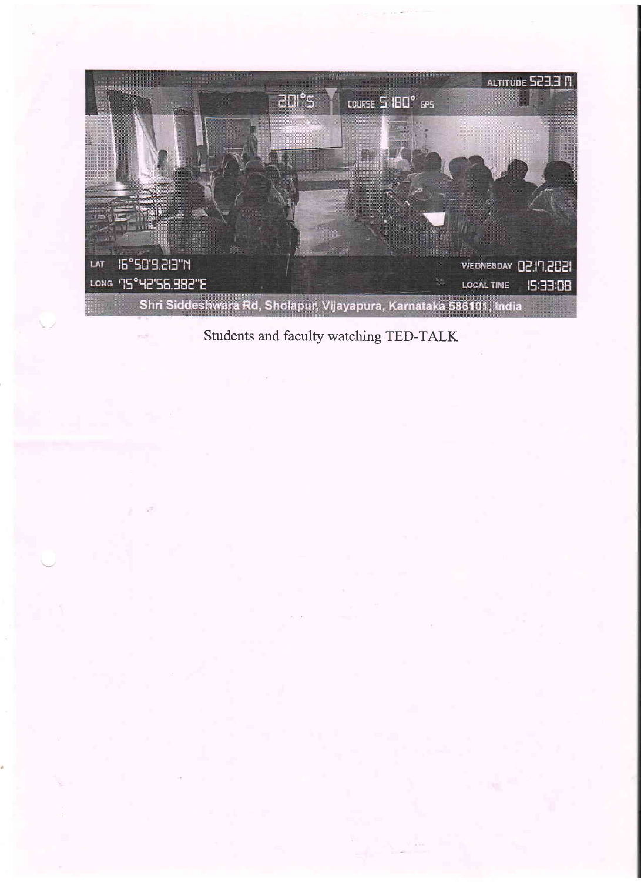Students and faculty watching TED-TALK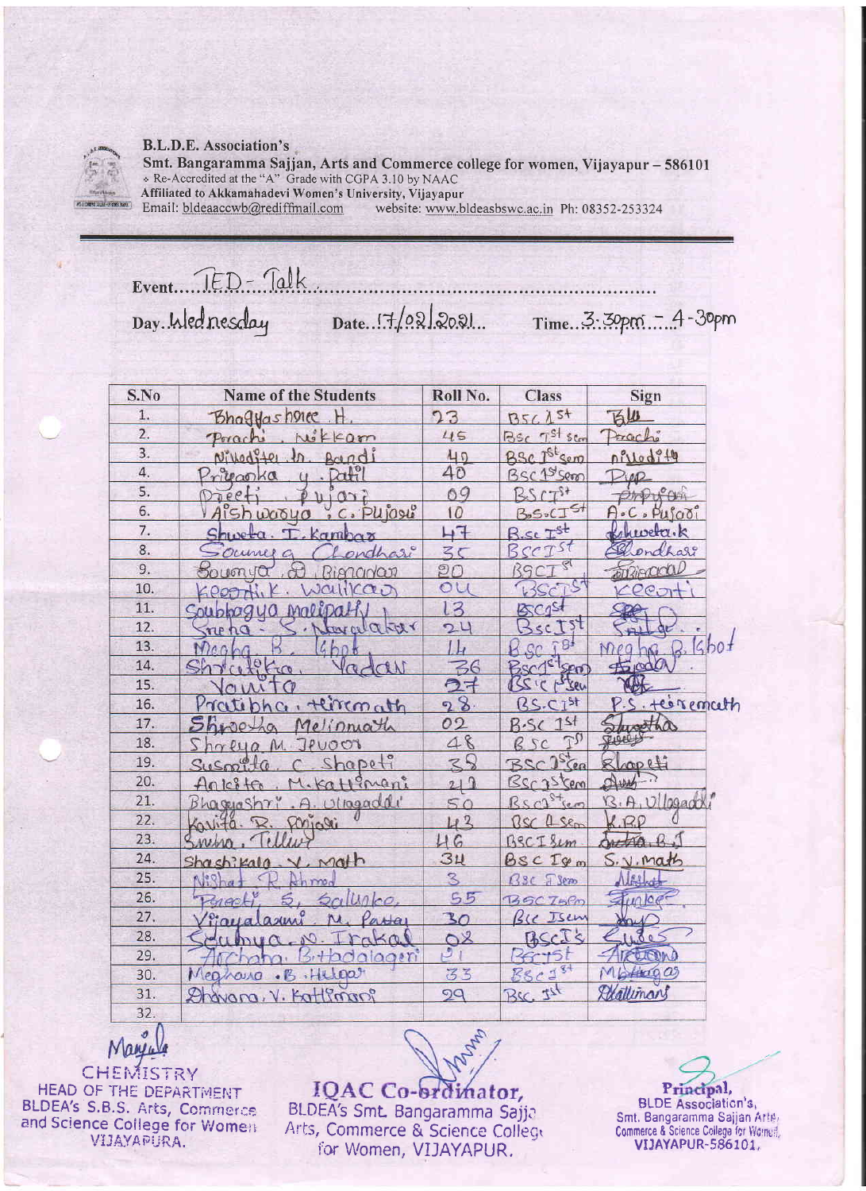**B.L.D.E. Association's**

**Smt. Bangaramma Sajjan, Arts and Commerce college for women, Vijayapur – 586101**

Re-Accredited at the "A" Grade with CGPA 3.10 by NAAC

**Affiliated to Akkamahadevi Women's University, Vijayapur**

Email: bldeaaccwb@rediffmail.com website: www.bldeasbswc.ac.in Ph: 08352-253324

Event: TED - Talk

Day: Wednesday Date: 17/02/2021 Time: 3:30pm - 4-30pm

| S.No | Name of the Students | Roll No. | Class | Sign |
|---|---|---|---|---|
| 1. | Bhagyashree. H. | 23 | BSc 1st | Bh |
| 2. | Prachi. Nikkam | 45 | BSc 1st sem | Prachi |
| 3. | Niveditа. M. Bandi | 42 | BSc 1st sem | nivedita |
| 4. | Priyanka. y. Patil | 40 | BSc 1st sem | Pyp |
| 5. | Preeti. Pujari | 09 | BSc 1st | Ppujari |
| 6. | Aishwarya. C. Pujari | 10 | B.S.C 1st | A.C. Pujari |
| 7. | Shweta. I. Kambar | 47 | B.Sc 1st | Shweta.k |
| 8. | Soumya. Chondhari | 35 | BSc 1st | Chondhari |
| 9. | Soumya. A. Biradar | 20 | BSc 1st | Biradar |
| 10. | Keerthi.K. Walikar | 04 | BSc 1st | Keerti |
| 11. | Soubhagya Malipatil | 13 | BSc 1st | |
| 12. | Sneha. S. Nagalakar | 24 | BSc 1st | |
| 13. | Megha. B. Ghbot | 14 | B.Sc 1st | Megha B. Ghbot |
| 14. | Shrutika. Yadav | 36 | BSc 1st sem | Yadav |
| 15. | Vanita | 27 | BSc 1st sem | |
| 16. | Pratibha. Hiremath | 28 | BS.C 1st | P.S. Hiremath |
| 17. | Shwetha Melinmath | 02 | B.Sc 1st | Shwetha |
| 18. | Shreya. M. Jevoor | 48 | BSc 1st | |
| 19. | Susmita. C. Shapeti | 38 | BSc 1st sem | Shapeti |
| 20. | Ankita. M. Kattimani | 212 | BSc 1st sem | |
| 21. | Bhagyashri. A. Ulagaddi | 50 | BSc 1st sem | B.A. Ullagaddi |
| 22. | Kavita. R. Ponjari | 43 | BSc 1 sem | K.RP |
| 23. | Sneha. Telluri | 46 | BSc I sem | Sneha.B.T |
| 24. | Shashikala. V. Math | 34 | BSc I sem | S.V. Math |
| 25. | Nishat. R. Ahmed | 3 | BSc I sem | Nishat |
| 26. | Preeti. S. Salunke | 55 | BSc I sem | Salunke |
| 27. | Vijayalaxmi. M. Parta | 30 | BSc I sem | |
| 28. | Saubhya. N. Irakal | 08 | BSc I s | |
| 29. | Archana. B. Hadalageri | 21 | BSc 1st | Archana |
| 30. | Meghana. B. Hulgar | 33 | BSc 1st | MBHulgar |
| 31. | Bhavana. V. Kattimani | 29 | BSc 1st | Bkattimani |
| 32. | | | | |

Manjula
CHEMISTRY
HEAD OF THE DEPARTMENT
BLDEA's S.B.S. Arts, Commerce and Science College for Women
VIJAYAPURA.

IQAC Co-ordinator,
BLDEA's Smt. Bangaramma Sajjan Arts, Commerce & Science College for Women, VIJAYAPUR.

Principal,
BLDE Association's,
Smt. Bangaramma Sajjan Arts, Commerce & Science College for Women,
VIJAYAPUR-586101.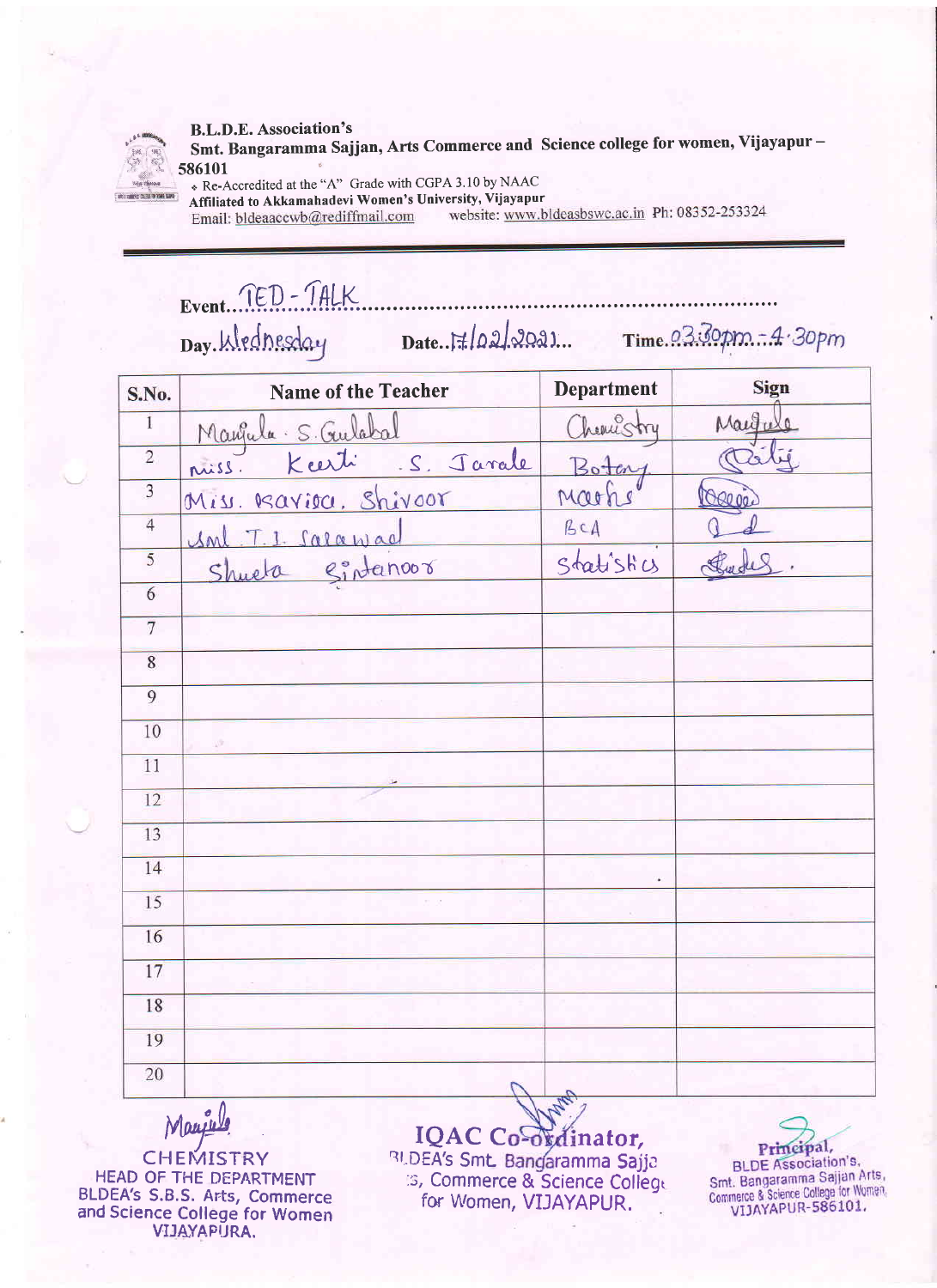**B.L.D.E. Association's**

**Smt. Bangaramma Sajjan, Arts Commerce and Science college for women, Vijayapur – 586101**

- Re-Accredited at the "A" Grade with CGPA 3.10 by NAAC

**Affiliated to Akkamahadevi Women's University, Vijayapur**

Email: bldeaaccwb@rediffmail.com website: www.bldeasbswc.ac.in Ph: 08352-253324

---

**Event** TED-TALK

**Day** Wednesday **Date** 17/02/2021 **Time** 03.30pm - 4.30pm

| S.No. | Name of the Teacher | Department | Sign |
|---|---|---|---|
| 1 | Manjula S. Gulabal | Chemistry | Manjula |
| 2 | Miss. Keerti S. Jarale | Botany | (signed) |
| 3 | Miss. Kavita. Shivoor | Maths | (signed) |
| 4 | Smt T. I. Salawad | BCA | (signed) |
| 5 | Shweta Sintanoor | Statistics | (signed) |
| 6 | | | |
| 7 | | | |
| 8 | | | |
| 9 | | | |
| 10 | | | |
| 11 | | | |
| 12 | | | |
| 13 | | | |
| 14 | | | |
| 15 | | | |
| 16 | | | |
| 17 | | | |
| 18 | | | |
| 19 | | | |
| 20 | | | |

Manjula
CHEMISTRY
HEAD OF THE DEPARTMENT
BLDEA's S.B.S. Arts, Commerce and Science College for Women
VIJAYAPURA.

**IQAC Co-ordinator,**
BLDEA's Smt. Bangaramma Sajjan Arts, Commerce & Science College for Women, VIJAYAPUR.

**Principal,**
BLDE Association's,
Smt. Bangaramma Sajjan Arts, Commerce & Science College for Women,
VIJAYAPUR-586101.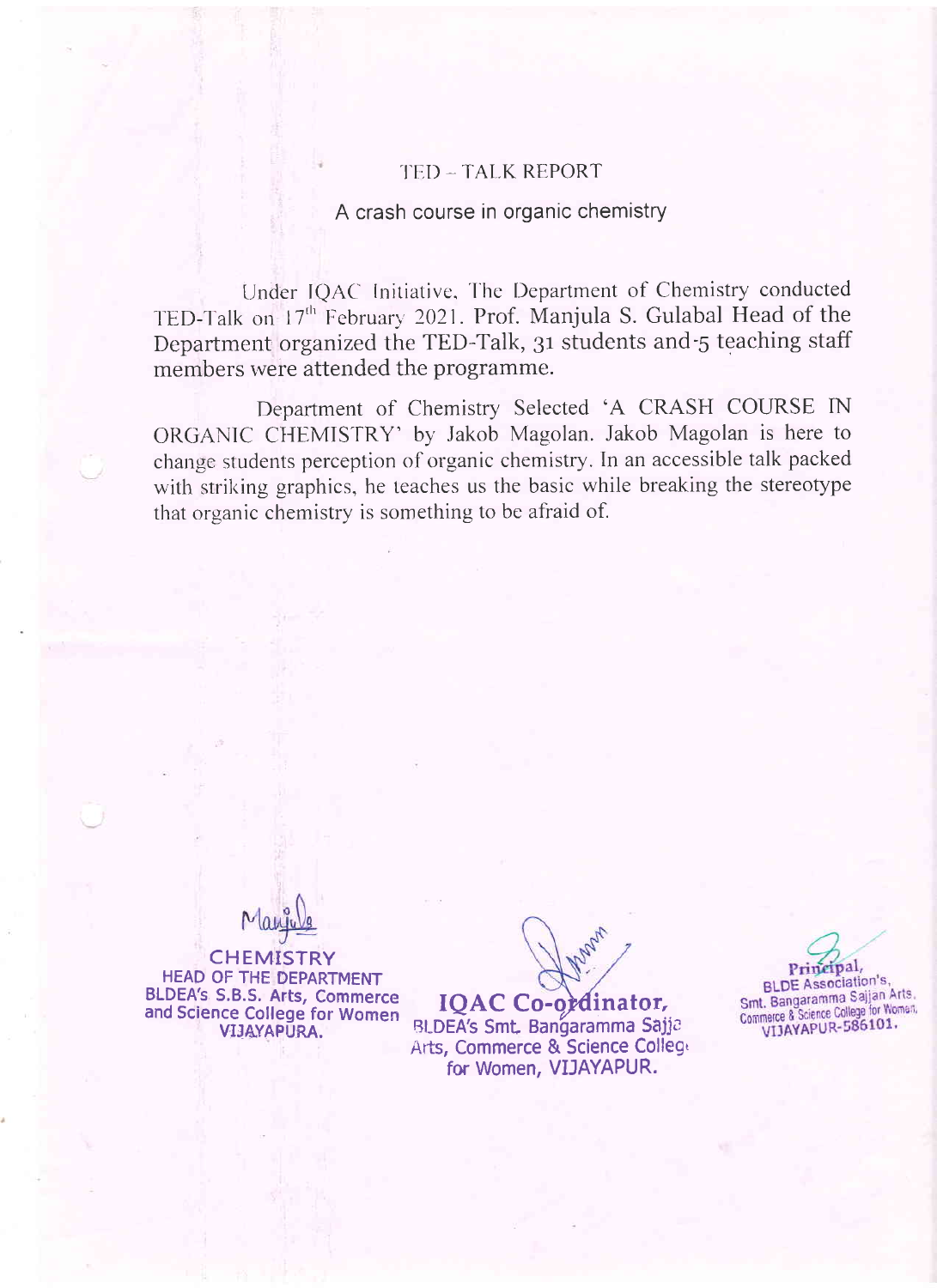# TED – TALK REPORT

## A crash course in organic chemistry

Under IQAC Initiative, The Department of Chemistry conducted TED-Talk on 17[th] February 2021. Prof. Manjula S. Gulabal Head of the Department organized the TED-Talk, 31 students and 5 teaching staff members were attended the programme.

Department of Chemistry Selected 'A CRASH COURSE IN ORGANIC CHEMISTRY' by Jakob Magolan. Jakob Magolan is here to change students perception of organic chemistry. In an accessible talk packed with striking graphics, he teaches us the basic while breaking the stereotype that organic chemistry is something to be afraid of.

Manjula

CHEMISTRY
HEAD OF THE DEPARTMENT
BLDEA's S.B.S. Arts, Commerce and Science College for Women
VIJAYAPURA.

IQAC Co-ordinator,
BLDEA's Smt. Bangaramma Sajja Arts, Commerce & Science College for Women, VIJAYAPUR.

Principal,
BLDE Association's,
Smt. Bangaramma Sajjan Arts, Commerce & Science College for Women,
VIJAYAPUR-586101.